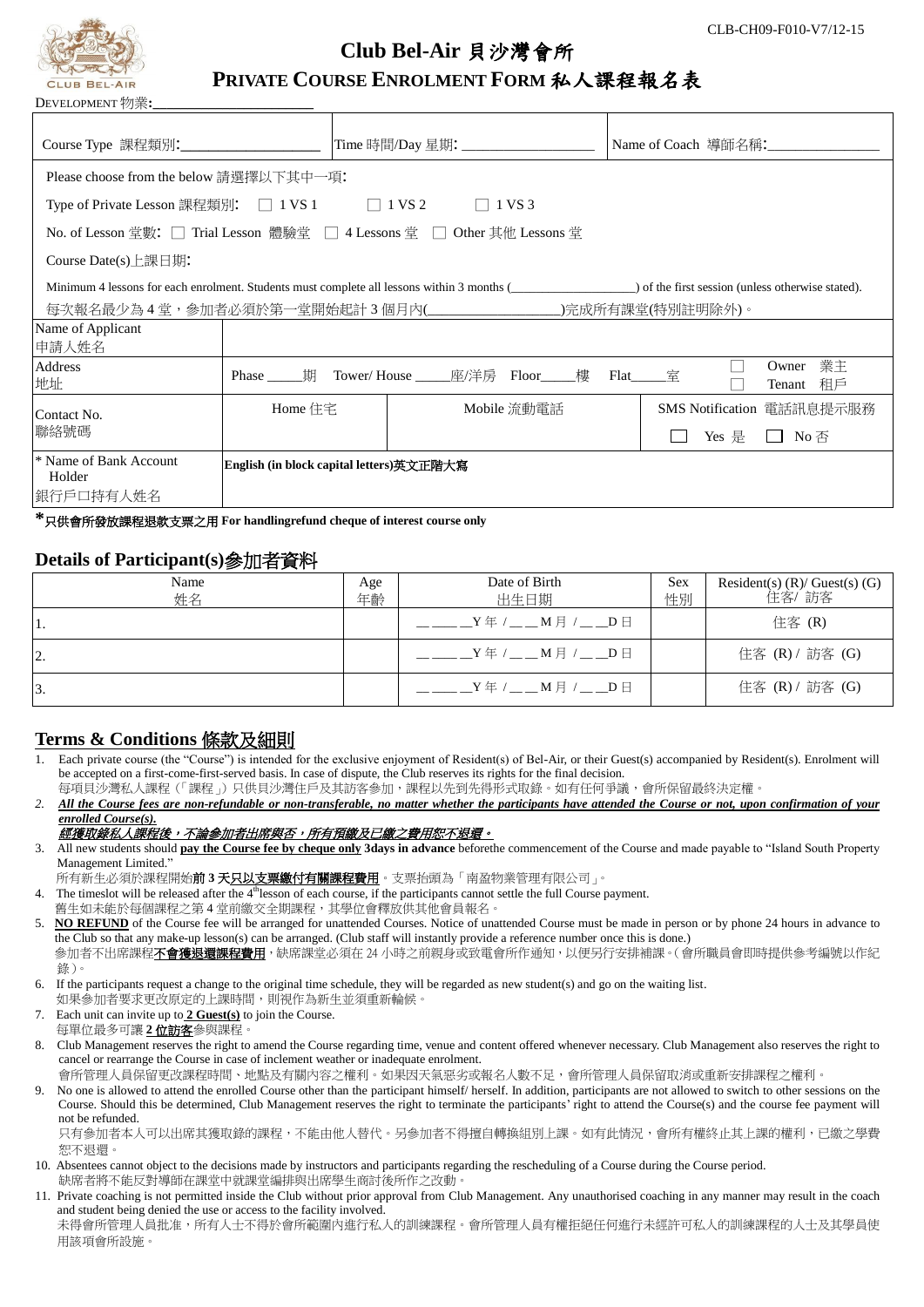CLB-CH09-F010-V7/12-15

# Club Bel-Air 貝沙灣會所

## PRIVATE COURSE ENROLMENT FORM 私人課程報名表

DEVELOPMENT 物業:____________________

| Course Type 課程類別:__________________ | Time 時間/Day 星期: __________________ | Name of Coach 導師名稱:______________ |
|---|---|---|

Please choose from the below 請選擇以下其中一項:

Type of Private Lesson 課程類別: □ 1 VS 1 □ 1 VS 2 □ 1 VS 3

No. of Lesson 堂數: □ Trial Lesson 體驗堂 □ 4 Lessons 堂 □ Other 其他 Lessons 堂

Course Date(s)上課日期:

Minimum 4 lessons for each enrolment. Students must complete all lessons within 3 months (__________________) of the first session (unless otherwise stated).
每次報名最少為 4 堂，參加者必須於第一堂開始起計 3 個月內(__________________)完成所有課堂(特別註明除外)。

| Name of Applicant 申請人姓名 | | | |
|---|---|---|---|
| Address 地址 | Phase _____期 Tower/ House _____座/洋房 Floor_____樓 Flat_____室 | | □ Owner 業主 □ Tenant 租戶 |
| Contact No. 聯絡號碼 | Home 住宅 | Mobile 流動電話 | SMS Notification 電話訊息提示服務 □ Yes 是 □ No 否 |
| * Name of Bank Account Holder 銀行戶口持有人姓名 | English (in block capital letters)英文正階大寫 | | |

*只供會所發放課程退款支票之用 For handlingrefund cheque of interest course only

## Details of Participant(s)參加者資料

| Name 姓名 | Age 年齡 | Date of Birth 出生日期 | Sex 性別 | Resident(s) (R)/ Guest(s) (G) 住客/ 訪客 |
|---|---|---|---|---|
| 1. | | ____Y 年 /____M 月 /____D 日 | | 住客 (R) |
| 2. | | ____Y 年 /____M 月 /____D 日 | | 住客 (R) / 訪客 (G) |
| 3. | | ____Y 年 /____M 月 /____D 日 | | 住客 (R) / 訪客 (G) |

## Terms & Conditions 條款及細則

1. Each private course (the "Course") is intended for the exclusive enjoyment of Resident(s) of Bel-Air, or their Guest(s) accompanied by Resident(s). Enrolment will be accepted on a first-come-first-served basis. In case of dispute, the Club reserves its rights for the final decision.
   每項貝沙灣私人課程(「課程」)只供貝沙灣住戶及其訪客參加，課程以先到先得形式取錄。如有任何爭議，會所保留最終決定權。
2. ***All the Course fees are non-refundable or non-transferable, no matter whether the participants have attended the Course or not, upon confirmation of your enrolled Course(s).***
   ***經獲取錄私人課程後，不論參加者出席與否，所有預繳及已繳之費用恕不退還。***
3. All new students should **pay the Course fee by cheque only 3days in advance** beforethe commencement of the Course and made payable to "Island South Property Management Limited."
   所有新生必須於課程開始**前 3 天只以支票繳付有關課程費用**。支票抬頭為「南盈物業管理有限公司」。
4. The timeslot will be released after the 4th lesson of each course, if the participants cannot settle the full Course payment.
   舊生如未能於每個課程之第 4 堂前繳交全期課程，其學位會釋放供其他會員報名。
5. **NO REFUND** of the Course fee will be arranged for unattended Courses. Notice of unattended Course must be made in person or by phone 24 hours in advance to the Club so that any make-up lesson(s) can be arranged. (Club staff will instantly provide a reference number once this is done.)
   參加者不出席課程**不會獲退還課程費用**，缺席課堂必須在 24 小時之前親身或致電會所作通知，以便另行安排補課。(會所職員會即時提供參考編號以作紀錄)。
6. If the participants request a change to the original time schedule, they will be regarded as new student(s) and go on the waiting list.
   如果參加者要求更改原定的上課時間，則視作為新生並須重新輪候。
7. Each unit can invite up to **2 Guest(s)** to join the Course.
   每單位最多可讓 **2 位訪客**參與課程。
8. Club Management reserves the right to amend the Course regarding time, venue and content offered whenever necessary. Club Management also reserves the right to cancel or rearrange the Course in case of inclement weather or inadequate enrolment.
   會所管理人員保留更改課程時間、地點及有關內容之權利。如果因天氣惡劣或報名人數不足，會所管理人員保留取消或重新安排課程之權利。
9. No one is allowed to attend the enrolled Course other than the participant himself/ herself. In addition, participants are not allowed to switch to other sessions on the Course. Should this be determined, Club Management reserves the right to terminate the participants' right to attend the Course(s) and the course fee payment will not be refunded.
   只有參加者本人可以出席其獲取錄的課程，不能由他人替代。另參加者不得擅自轉換組別上課。如有此情況，會所有權終止其上課的權利，已繳之學費恕不退還。
10. Absentees cannot object to the decisions made by instructors and participants regarding the rescheduling of a Course during the Course period.
    缺席者將不能反對導師在課堂中就課堂編排與出席學生商討後所作之改動。
11. Private coaching is not permitted inside the Club without prior approval from Club Management. Any unauthorised coaching in any manner may result in the coach and student being denied the use or access to the facility involved.
    未得會所管理人員批准，所有人士不得於會所範圍內進行私人的訓練課程。會所管理人員有權拒絕任何進行未經許可私人的訓練課程的人士及其學員使用該項會所設施。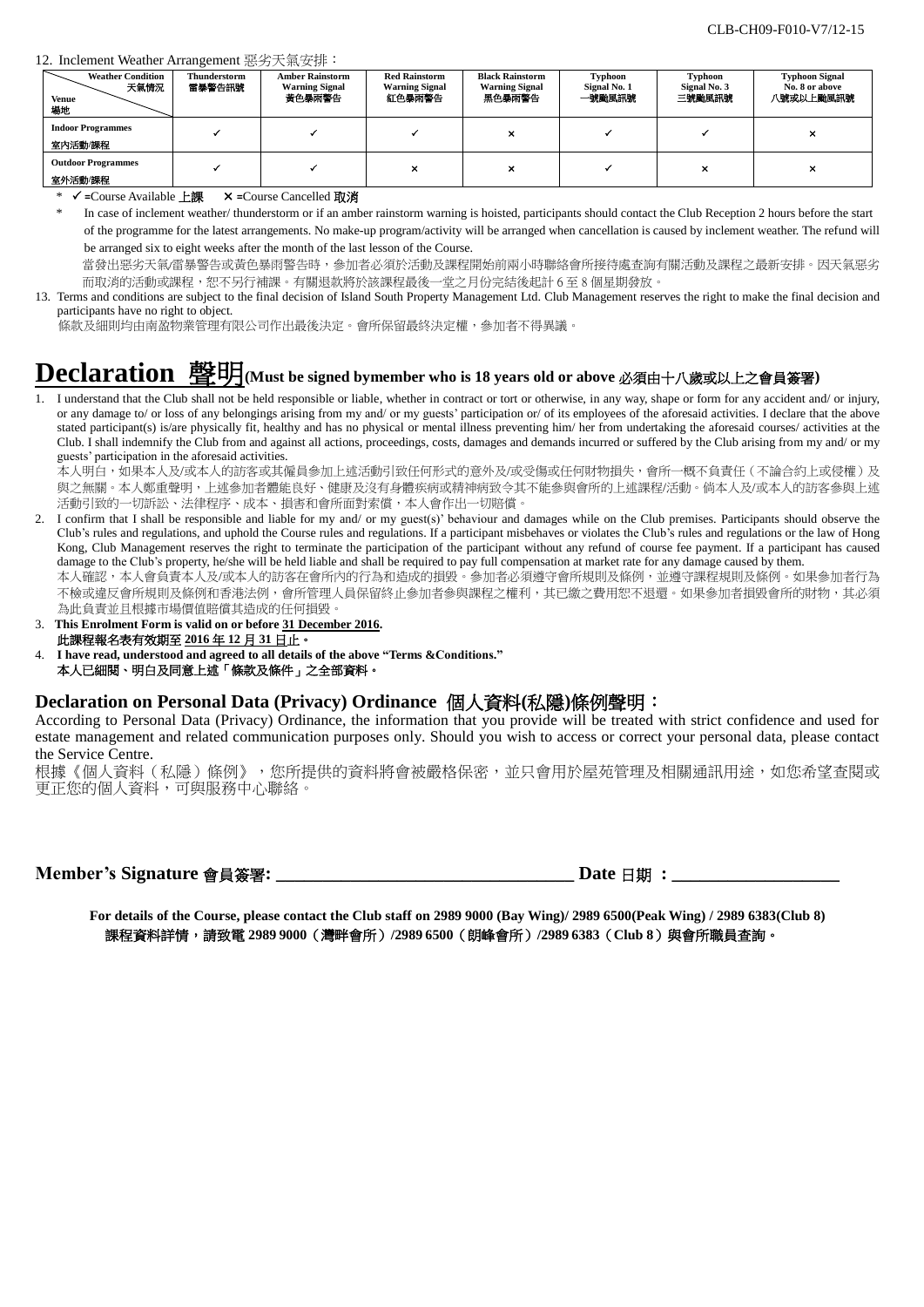12. Inclement Weather Arrangement 惡劣天氣安排：

| Weather Condition 天氣情況 / Venue 場地 | Thunderstorm 雷暴警告訊號 | Amber Rainstorm Warning Signal 黃色暴雨警告 | Red Rainstorm Warning Signal 紅色暴雨警告 | Black Rainstorm Warning Signal 黑色暴雨警告 | Typhoon Signal No. 1 一號颱風訊號 | Typhoon Signal No. 3 三號颱風訊號 | Typhoon Signal No. 8 or above 八號或以上颱風訊號 |
|---|---|---|---|---|---|---|---|
| Indoor Programmes 室內活動/課程 | ✓ | ✓ | ✓ | × | ✓ | ✓ | × |
| Outdoor Programmes 室外活動/課程 | ✓ | ✓ | × | × | ✓ | × | × |

\* ✓ =Course Available 上課 × =Course Cancelled 取消

\* In case of inclement weather/ thunderstorm or if an amber rainstorm warning is hoisted, participants should contact the Club Reception 2 hours before the start of the programme for the latest arrangements. No make-up program/activity will be arranged when cancellation is caused by inclement weather. The refund will be arranged six to eight weeks after the month of the last lesson of the Course.

當發出惡劣天氣/雷暴警告或黃色暴雨警告時，參加者必須於活動及課程開始前兩小時聯絡會所接待處查詢有關活動及課程之最新安排。因天氣惡劣而取消的活動或課程，恕不另行補課。有關退款將於該課程最後一堂之月份完結後起計 6 至 8 個星期發放。

13. Terms and conditions are subject to the final decision of Island South Property Management Ltd. Club Management reserves the right to make the final decision and participants have no right to object.
條款及細則均由南盈物業管理有限公司作出最後決定。會所保留最終決定權，參加者不得異議。

# Declaration 聲明 (Must be signed bymember who is 18 years old or above 必須由十八歲或以上之會員簽署)

1. I understand that the Club shall not be held responsible or liable, whether in contract or tort or otherwise, in any way, shape or form for any accident and/ or injury, or any damage to/ or loss of any belongings arising from my and/ or my guests' participation or/ of its employees of the aforesaid activities. I declare that the above stated participant(s) is/are physically fit, healthy and has no physical or mental illness preventing him/ her from undertaking the aforesaid courses/ activities at the Club. I shall indemnify the Club from and against all actions, proceedings, costs, damages and demands incurred or suffered by the Club arising from my and/ or my guests' participation in the aforesaid activities.
本人明白，如果本人及/或本人的訪客或其僱員參加上述活動引致任何形式的意外及/或受傷或任何財物損失，會所一概不負責任（不論合約上或侵權）及與之無關。本人鄭重聲明，上述參加者體能良好、健康及沒有身體疾病或精神病致令其不能參與會所的上述課程/活動。倘本人及/或本人的訪客參與上述活動引致的一切訴訟、法律程序、成本、損害和會所面對索償，本人會作出一切賠償。
2. I confirm that I shall be responsible and liable for my and/ or my guest(s)' behaviour and damages while on the Club premises. Participants should observe the Club's rules and regulations, and uphold the Course rules and regulations. If a participant misbehaves or violates the Club's rules and regulations or the law of Hong Kong, Club Management reserves the right to terminate the participation of the participant without any refund of course fee payment. If a participant has caused damage to the Club's property, he/she will be held liable and shall be required to pay full compensation at market rate for any damage caused by them.
本人確認，本人會負責本人及/或本人的訪客在會所內的行為和造成的損毀。參加者必須遵守會所規則及條例，並遵守課程規則及條例。如果參加者行為不檢或違反會所規則及條例和香港法例，會所管理人員保留終止參加者參與課程之權利，其已繳之費用恕不退還。如果參加者損毀會所的財物，其必須為此負責並且根據市場價值賠償其造成的任何損毀。
3. **This Enrolment Form is valid on or before <u>31 December 2016</u>.**
**此課程報名表有效期至 <u>2016 年 12 月 31 日止</u>。**
4. **I have read, understood and agreed to all details of the above "Terms &Conditions."**
**本人已細閱、明白及同意上述「條款及條件」之全部資料。**

## Declaration on Personal Data (Privacy) Ordinance 個人資料(私隱)條例聲明：

According to Personal Data (Privacy) Ordinance, the information that you provide will be treated with strict confidence and used for estate management and related communication purposes only. Should you wish to access or correct your personal data, please contact the Service Centre.

根據《個人資料（私隱）條例》，您所提供的資料將會被嚴格保密，並只會用於屋苑管理及相關通訊用途，如您希望查閱或更正您的個人資料，可與服務中心聯絡。

**Member's Signature 會員簽署: ___________________________________ Date 日期 ：___________________**

**For details of the Course, please contact the Club staff on 2989 9000 (Bay Wing)/ 2989 6500(Peak Wing) / 2989 6383(Club 8)**
**課程資料詳情，請致電 2989 9000（灣畔會所）/2989 6500（朗峰會所）/2989 6383（Club 8）與會所職員查詢。**